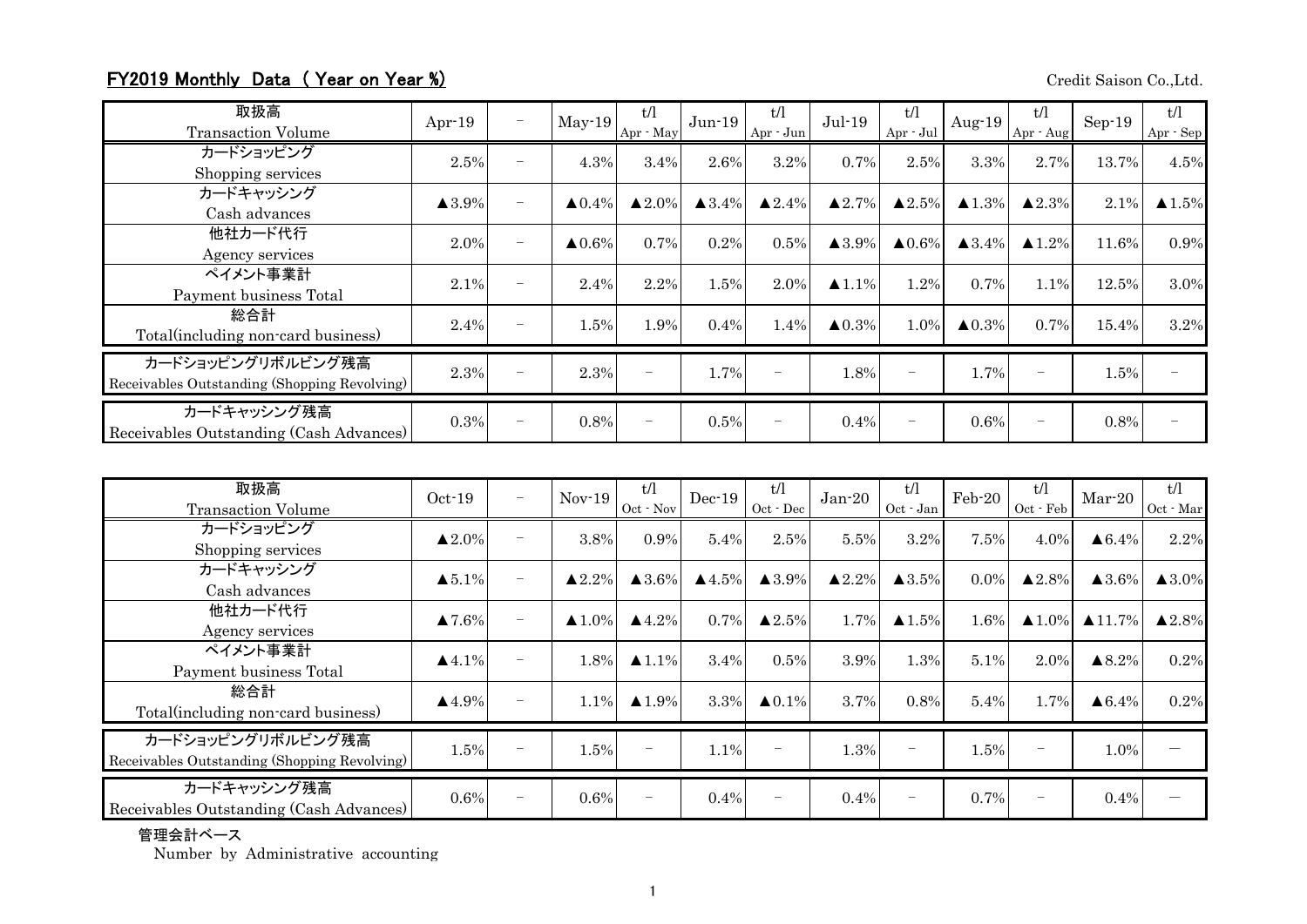## FY2019 Monthly Data ( Year on Year %)

Credit Saison Co.,Ltd.

| 取扱高<br>Transaction Volume | Apr-19 | － | May-19 | t/l<br>Apr - May | Jun-19 | t/l<br>Apr - Jun | Jul-19 | t/l<br>Apr - Jul | Aug-19 | t/l<br>Apr - Aug | Sep-19 | t/l<br>Apr - Sep |
|---|---|---|---|---|---|---|---|---|---|---|---|---|
| カードショッピング<br>Shopping services | 2.5% | － | 4.3% | 3.4% | 2.6% | 3.2% | 0.7% | 2.5% | 3.3% | 2.7% | 13.7% | 4.5% |
| カードキャッシング<br>Cash advances | ▲3.9% | － | ▲0.4% | ▲2.0% | ▲3.4% | ▲2.4% | ▲2.7% | ▲2.5% | ▲1.3% | ▲2.3% | 2.1% | ▲1.5% |
| 他社カード代行<br>Agency services | 2.0% | － | ▲0.6% | 0.7% | 0.2% | 0.5% | ▲3.9% | ▲0.6% | ▲3.4% | ▲1.2% | 11.6% | 0.9% |
| ペイメント事業計<br>Payment business Total | 2.1% | － | 2.4% | 2.2% | 1.5% | 2.0% | ▲1.1% | 1.2% | 0.7% | 1.1% | 12.5% | 3.0% |
| 総合計<br>Total(including non-card business) | 2.4% | － | 1.5% | 1.9% | 0.4% | 1.4% | ▲0.3% | 1.0% | ▲0.3% | 0.7% | 15.4% | 3.2% |
| カードショッピングリボルビング残高<br>Receivables Outstanding (Shopping Revolving) | 2.3% | － | 2.3% | － | 1.7% | － | 1.8% | － | 1.7% | － | 1.5% | － |
| カードキャッシング残高<br>Receivables Outstanding (Cash Advances) | 0.3% | － | 0.8% | － | 0.5% | － | 0.4% | － | 0.6% | － | 0.8% | － |

| 取扱高<br>Transaction Volume | Oct-19 | － | Nov-19 | t/l<br>Oct - Nov | Dec-19 | t/l<br>Oct - Dec | Jan-20 | t/l<br>Oct - Jan | Feb-20 | t/l<br>Oct - Feb | Mar-20 | t/l<br>Oct - Mar |
|---|---|---|---|---|---|---|---|---|---|---|---|---|
| カードショッピング<br>Shopping services | ▲2.0% | － | 3.8% | 0.9% | 5.4% | 2.5% | 5.5% | 3.2% | 7.5% | 4.0% | ▲6.4% | 2.2% |
| カードキャッシング<br>Cash advances | ▲5.1% | － | ▲2.2% | ▲3.6% | ▲4.5% | ▲3.9% | ▲2.2% | ▲3.5% | 0.0% | ▲2.8% | ▲3.6% | ▲3.0% |
| 他社カード代行<br>Agency services | ▲7.6% | － | ▲1.0% | ▲4.2% | 0.7% | ▲2.5% | 1.7% | ▲1.5% | 1.6% | ▲1.0% | ▲11.7% | ▲2.8% |
| ペイメント事業計<br>Payment business Total | ▲4.1% | － | 1.8% | ▲1.1% | 3.4% | 0.5% | 3.9% | 1.3% | 5.1% | 2.0% | ▲8.2% | 0.2% |
| 総合計<br>Total(including non-card business) | ▲4.9% | － | 1.1% | ▲1.9% | 3.3% | ▲0.1% | 3.7% | 0.8% | 5.4% | 1.7% | ▲6.4% | 0.2% |
| カードショッピングリボルビング残高<br>Receivables Outstanding (Shopping Revolving) | 1.5% | － | 1.5% | － | 1.1% | － | 1.3% | － | 1.5% | － | 1.0% | － |
| カードキャッシング残高<br>Receivables Outstanding (Cash Advances) | 0.6% | － | 0.6% | － | 0.4% | － | 0.4% | － | 0.7% | － | 0.4% | － |

管理会計ベース
Number by Administrative accounting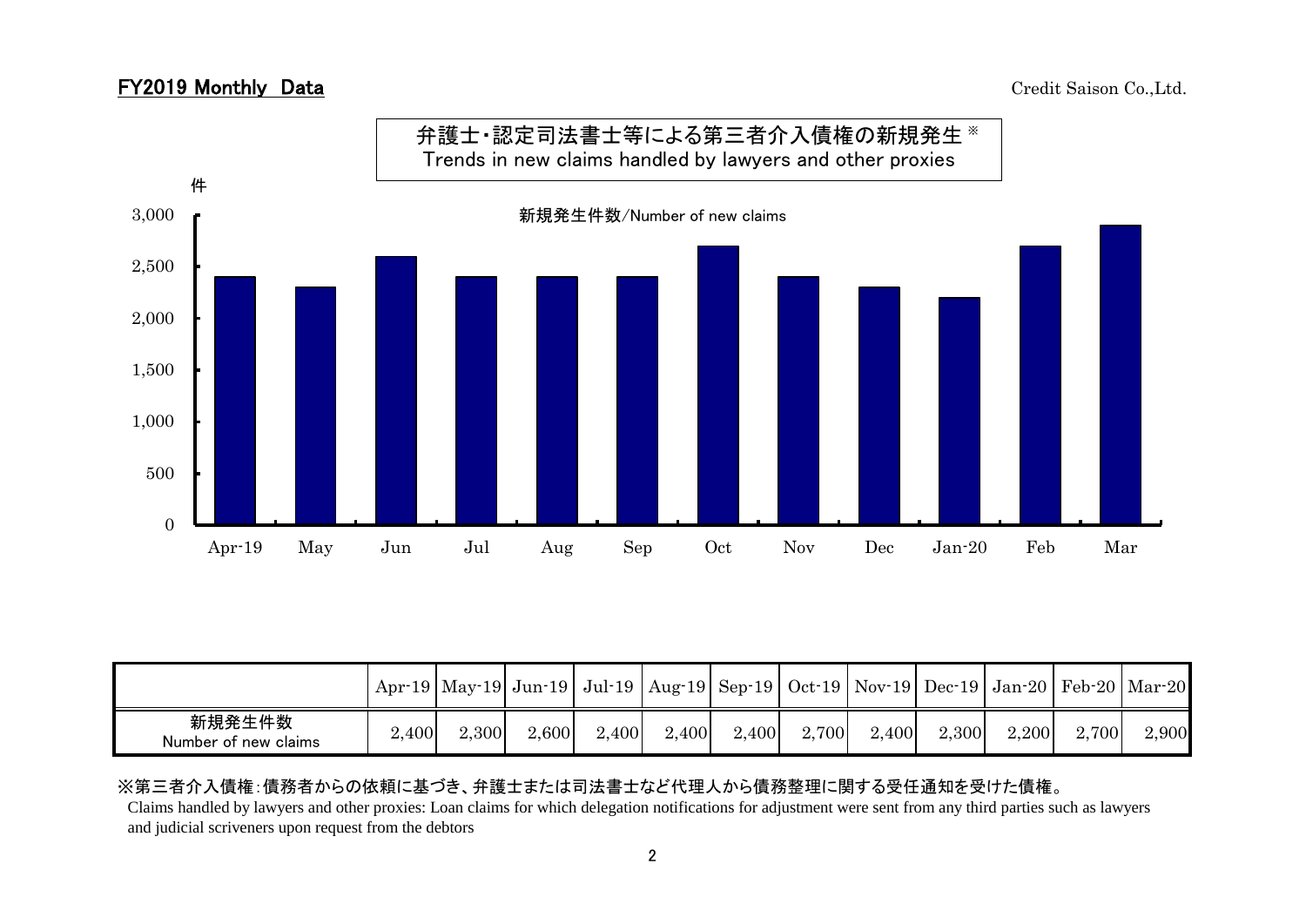**FY2019 Monthly Data**

Credit Saison Co.,Ltd.

弁護士・認定司法書士等による第三者介入債権の新規発生 ※
Trends in new claims handled by lawyers and other proxies

件

新規発生件数/Number of new claims

3,000
2,500
2,000
1,500
1,000
500
0

Apr-19 May Jun Jul Aug Sep Oct Nov Dec Jan-20 Feb Mar

| | Apr-19 | May-19 | Jun-19 | Jul-19 | Aug-19 | Sep-19 | Oct-19 | Nov-19 | Dec-19 | Jan-20 | Feb-20 | Mar-20 |
|---|---|---|---|---|---|---|---|---|---|---|---|---|
| 新規発生件数 Number of new claims | 2,400 | 2,300 | 2,600 | 2,400 | 2,400 | 2,400 | 2,700 | 2,400 | 2,300 | 2,200 | 2,700 | 2,900 |

※第三者介入債権：債務者からの依頼に基づき、弁護士または司法書士など代理人から債務整理に関する受任通知を受けた債権。
Claims handled by lawyers and other proxies: Loan claims for which delegation notifications for adjustment were sent from any third parties such as lawyers and judicial scriveners upon request from the debtors